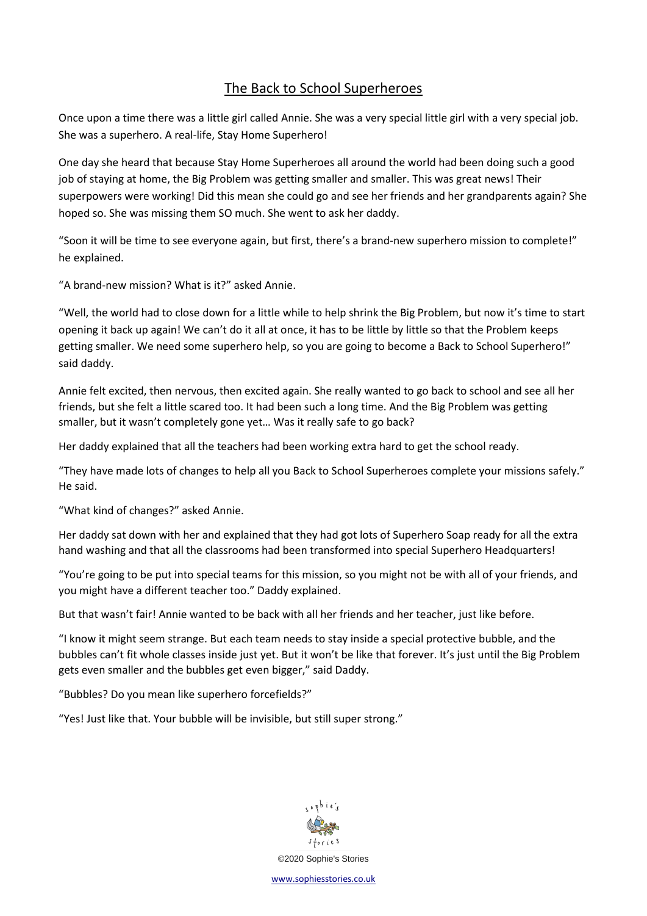# The Back to School Superheroes

Once upon a time there was a little girl called Annie. She was a very special little girl with a very special job. She was a superhero. A real-life, Stay Home Superhero!

One day she heard that because Stay Home Superheroes all around the world had been doing such a good job of staying at home, the Big Problem was getting smaller and smaller. This was great news! Their superpowers were working! Did this mean she could go and see her friends and her grandparents again? She hoped so. She was missing them SO much. She went to ask her daddy.

"Soon it will be time to see everyone again, but first, there's a brand-new superhero mission to complete!" he explained.

"A brand-new mission? What is it?" asked Annie.

"Well, the world had to close down for a little while to help shrink the Big Problem, but now it's time to start opening it back up again! We can't do it all at once, it has to be little by little so that the Problem keeps getting smaller. We need some superhero help, so you are going to become a Back to School Superhero!" said daddy.

Annie felt excited, then nervous, then excited again. She really wanted to go back to school and see all her friends, but she felt a little scared too. It had been such a long time. And the Big Problem was getting smaller, but it wasn't completely gone yet… Was it really safe to go back?

Her daddy explained that all the teachers had been working extra hard to get the school ready.

"They have made lots of changes to help all you Back to School Superheroes complete your missions safely." He said.

"What kind of changes?" asked Annie.

Her daddy sat down with her and explained that they had got lots of Superhero Soap ready for all the extra hand washing and that all the classrooms had been transformed into special Superhero Headquarters!

"You're going to be put into special teams for this mission, so you might not be with all of your friends, and you might have a different teacher too." Daddy explained.

But that wasn't fair! Annie wanted to be back with all her friends and her teacher, just like before.

"I know it might seem strange. But each team needs to stay inside a special protective bubble, and the bubbles can't fit whole classes inside just yet. But it won't be like that forever. It's just until the Big Problem gets even smaller and the bubbles get even bigger," said Daddy.

"Bubbles? Do you mean like superhero forcefields?"

"Yes! Just like that. Your bubble will be invisible, but still super strong."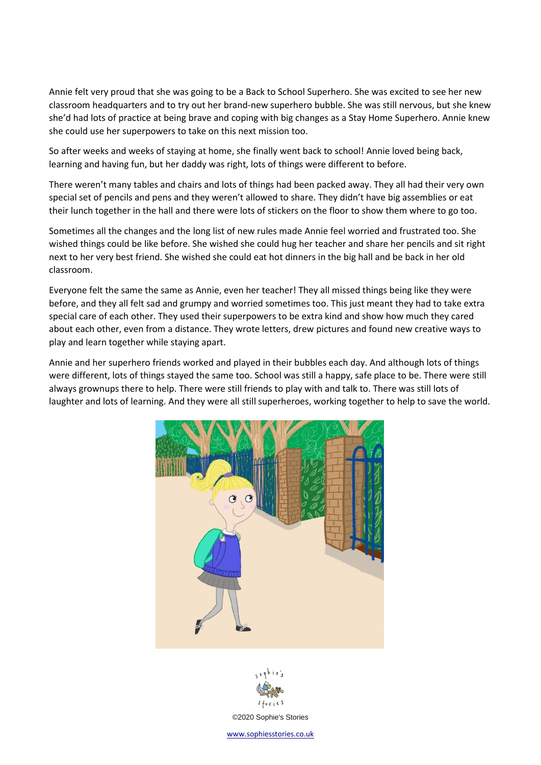Annie felt very proud that she was going to be a Back to School Superhero. She was excited to see her new classroom headquarters and to try out her brand-new superhero bubble. She was still nervous, but she knew she'd had lots of practice at being brave and coping with big changes as a Stay Home Superhero. Annie knew she could use her superpowers to take on this next mission too.

So after weeks and weeks of staying at home, she finally went back to school! Annie loved being back, learning and having fun, but her daddy was right, lots of things were different to before.

There weren't many tables and chairs and lots of things had been packed away. They all had their very own special set of pencils and pens and they weren't allowed to share. They didn't have big assemblies or eat their lunch together in the hall and there were lots of stickers on the floor to show them where to go too.

Sometimes all the changes and the long list of new rules made Annie feel worried and frustrated too. She wished things could be like before. She wished she could hug her teacher and share her pencils and sit right next to her very best friend. She wished she could eat hot dinners in the big hall and be back in her old classroom.

Everyone felt the same the same as Annie, even her teacher! They all missed things being like they were before, and they all felt sad and grumpy and worried sometimes too. This just meant they had to take extra special care of each other. They used their superpowers to be extra kind and show how much they cared about each other, even from a distance. They wrote letters, drew pictures and found new creative ways to play and learn together while staying apart.

Annie and her superhero friends worked and played in their bubbles each day. And although lots of things were different, lots of things stayed the same too. School was still a happy, safe place to be. There were still always grownups there to help. There were still friends to play with and talk to. There was still lots of laughter and lots of learning. And they were all still superheroes, working together to help to save the world.

©2020 Sophie's Stories

www.sophiesstories.co.uk